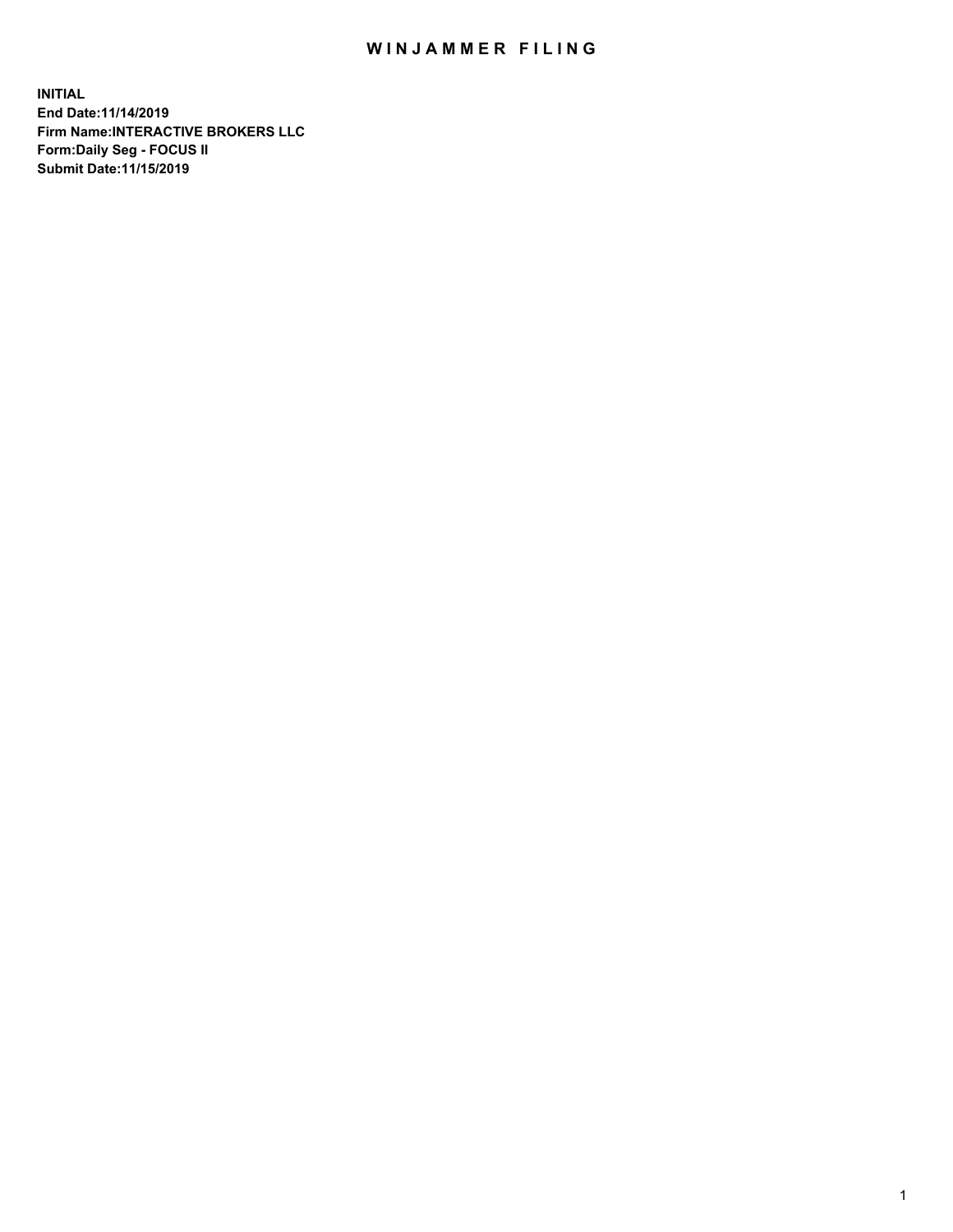# WINJAMMER FILING

**INITIAL**
**End Date:11/14/2019**
**Firm Name:INTERACTIVE BROKERS LLC**
**Form:Daily Seg - FOCUS II**
**Submit Date:11/15/2019**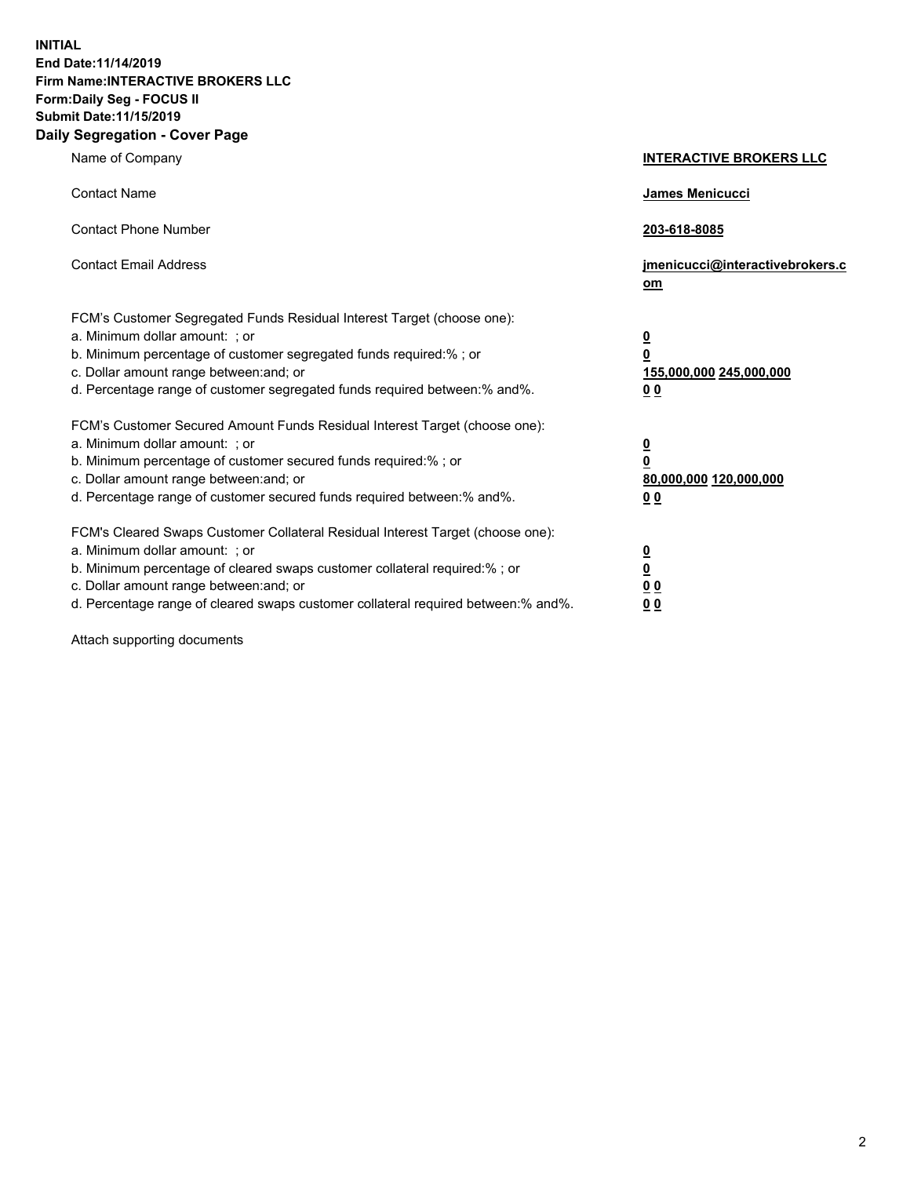**INITIAL**
**End Date:11/14/2019**
**Firm Name:INTERACTIVE BROKERS LLC**
**Form:Daily Seg - FOCUS II**
**Submit Date:11/15/2019**

## Daily Segregation - Cover Page

| | |
|---|---|
| Name of Company | **INTERACTIVE BROKERS LLC** |
| Contact Name | **James Menicucci** |
| Contact Phone Number | **203-618-8085** |
| Contact Email Address | **jmenicucci@interactivebrokers.com** |

FCM's Customer Segregated Funds Residual Interest Target (choose one):

| | |
|---|---|
| a. Minimum dollar amount: ; or | **0** |
| b. Minimum percentage of customer segregated funds required:% ; or | **0** |
| c. Dollar amount range between:and; or | **155,000,000 245,000,000** |
| d. Percentage range of customer segregated funds required between:% and%. | **0 0** |

FCM's Customer Secured Amount Funds Residual Interest Target (choose one):

| | |
|---|---|
| a. Minimum dollar amount: ; or | **0** |
| b. Minimum percentage of customer secured funds required:% ; or | **0** |
| c. Dollar amount range between:and; or | **80,000,000 120,000,000** |
| d. Percentage range of customer secured funds required between:% and%. | **0 0** |

FCM's Cleared Swaps Customer Collateral Residual Interest Target (choose one):

| | |
|---|---|
| a. Minimum dollar amount: ; or | **0** |
| b. Minimum percentage of cleared swaps customer collateral required:% ; or | **0** |
| c. Dollar amount range between:and; or | **0 0** |
| d. Percentage range of cleared swaps customer collateral required between:% and%. | **0 0** |

Attach supporting documents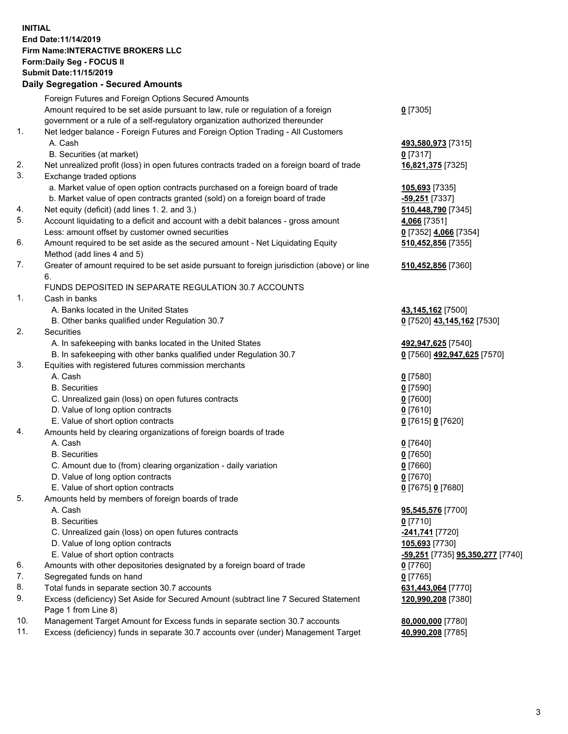**INITIAL**
**End Date:11/14/2019**
**Firm Name:INTERACTIVE BROKERS LLC**
**Form:Daily Seg - FOCUS II**
**Submit Date:11/15/2019**

**Daily Segregation - Secured Amounts**

| | | |
|---|---|---|
| | Foreign Futures and Foreign Options Secured Amounts | |
| | Amount required to be set aside pursuant to law, rule or regulation of a foreign government or a rule of a self-regulatory organization authorized thereunder | **0** [7305] |
| 1. | Net ledger balance - Foreign Futures and Foreign Option Trading - All Customers | |
| | A. Cash | **493,580,973** [7315] |
| | B. Securities (at market) | **0** [7317] |
| 2. | Net unrealized profit (loss) in open futures contracts traded on a foreign board of trade | **16,821,375** [7325] |
| 3. | Exchange traded options | |
| | a. Market value of open option contracts purchased on a foreign board of trade | **105,693** [7335] |
| | b. Market value of open contracts granted (sold) on a foreign board of trade | **-59,251** [7337] |
| 4. | Net equity (deficit) (add lines 1. 2. and 3.) | **510,448,790** [7345] |
| 5. | Account liquidating to a deficit and account with a debit balances - gross amount | **4,066** [7351] |
| | Less: amount offset by customer owned securities | **0** [7352] **4,066** [7354] |
| 6. | Amount required to be set aside as the secured amount - Net Liquidating Equity Method (add lines 4 and 5) | **510,452,856** [7355] |
| 7. | Greater of amount required to be set aside pursuant to foreign jurisdiction (above) or line 6. | **510,452,856** [7360] |
| | FUNDS DEPOSITED IN SEPARATE REGULATION 30.7 ACCOUNTS | |
| 1. | Cash in banks | |
| | A. Banks located in the United States | **43,145,162** [7500] |
| | B. Other banks qualified under Regulation 30.7 | **0** [7520] **43,145,162** [7530] |
| 2. | Securities | |
| | A. In safekeeping with banks located in the United States | **492,947,625** [7540] |
| | B. In safekeeping with other banks qualified under Regulation 30.7 | **0** [7560] **492,947,625** [7570] |
| 3. | Equities with registered futures commission merchants | |
| | A. Cash | **0** [7580] |
| | B. Securities | **0** [7590] |
| | C. Unrealized gain (loss) on open futures contracts | **0** [7600] |
| | D. Value of long option contracts | **0** [7610] |
| | E. Value of short option contracts | **0** [7615] **0** [7620] |
| 4. | Amounts held by clearing organizations of foreign boards of trade | |
| | A. Cash | **0** [7640] |
| | B. Securities | **0** [7650] |
| | C. Amount due to (from) clearing organization - daily variation | **0** [7660] |
| | D. Value of long option contracts | **0** [7670] |
| | E. Value of short option contracts | **0** [7675] **0** [7680] |
| 5. | Amounts held by members of foreign boards of trade | |
| | A. Cash | **95,545,576** [7700] |
| | B. Securities | **0** [7710] |
| | C. Unrealized gain (loss) on open futures contracts | **-241,741** [7720] |
| | D. Value of long option contracts | **105,693** [7730] |
| | E. Value of short option contracts | **-59,251** [7735] **95,350,277** [7740] |
| 6. | Amounts with other depositories designated by a foreign board of trade | **0** [7760] |
| 7. | Segregated funds on hand | **0** [7765] |
| 8. | Total funds in separate section 30.7 accounts | **631,443,064** [7770] |
| 9. | Excess (deficiency) Set Aside for Secured Amount (subtract line 7 Secured Statement Page 1 from Line 8) | **120,990,208** [7380] |
| 10. | Management Target Amount for Excess funds in separate section 30.7 accounts | **80,000,000** [7780] |
| 11. | Excess (deficiency) funds in separate 30.7 accounts over (under) Management Target | **40,990,208** [7785] |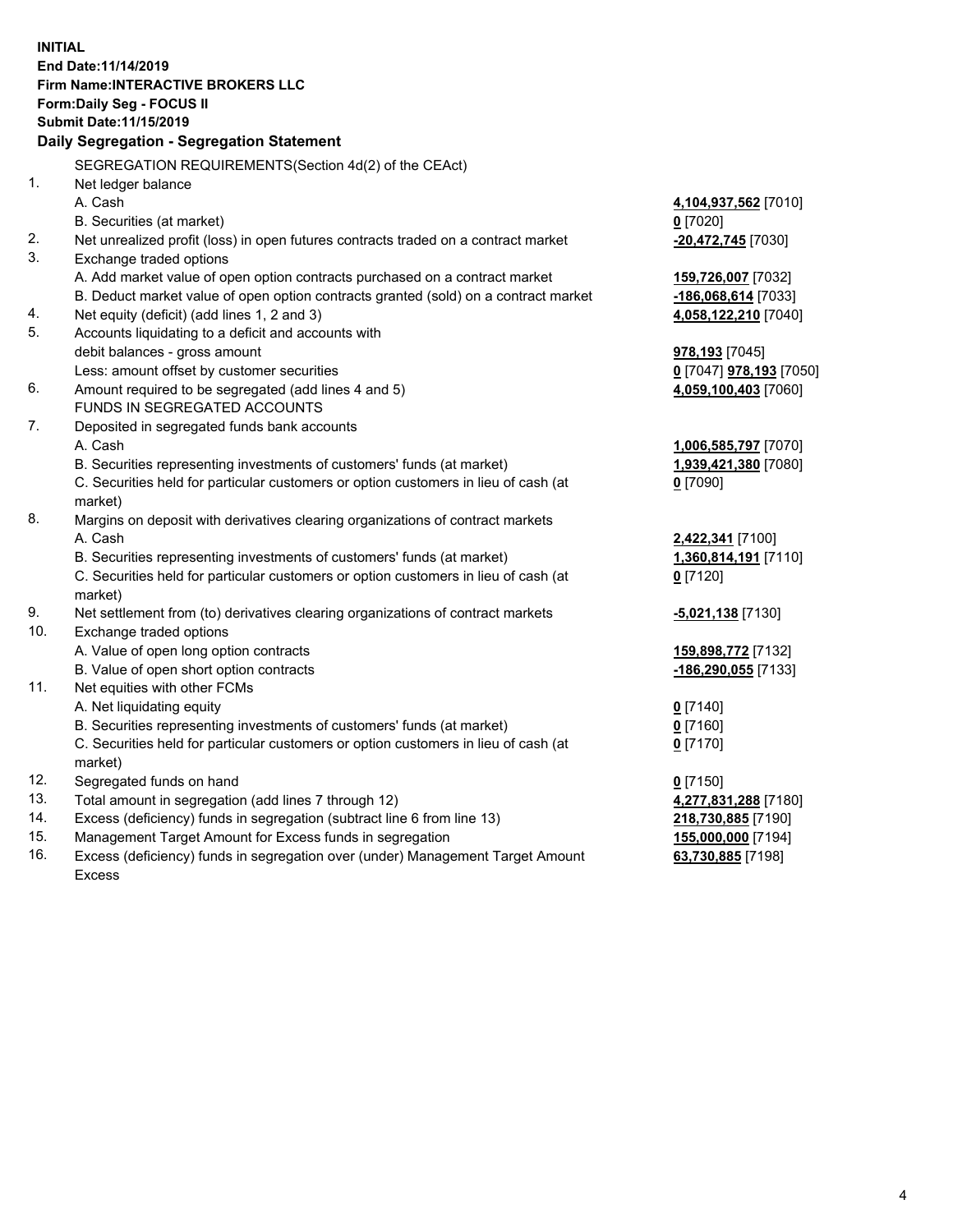**INITIAL**
**End Date:11/14/2019**
**Firm Name:INTERACTIVE BROKERS LLC**
**Form:Daily Seg - FOCUS II**
**Submit Date:11/15/2019**

### Daily Segregation - Segregation Statement

SEGREGATION REQUIREMENTS(Section 4d(2) of the CEAct)

| | | |
|---|---|---|
| 1. | Net ledger balance | |
| | A. Cash | **4,104,937,562** [7010] |
| | B. Securities (at market) | **0** [7020] |
| 2. | Net unrealized profit (loss) in open futures contracts traded on a contract market | **-20,472,745** [7030] |
| 3. | Exchange traded options | |
| | A. Add market value of open option contracts purchased on a contract market | **159,726,007** [7032] |
| | B. Deduct market value of open option contracts granted (sold) on a contract market | **-186,068,614** [7033] |
| 4. | Net equity (deficit) (add lines 1, 2 and 3) | **4,058,122,210** [7040] |
| 5. | Accounts liquidating to a deficit and accounts with debit balances - gross amount | **978,193** [7045] |
| | Less: amount offset by customer securities | **0** [7047] **978,193** [7050] |
| 6. | Amount required to be segregated (add lines 4 and 5) | **4,059,100,403** [7060] |
| | FUNDS IN SEGREGATED ACCOUNTS | |
| 7. | Deposited in segregated funds bank accounts | |
| | A. Cash | **1,006,585,797** [7070] |
| | B. Securities representing investments of customers' funds (at market) | **1,939,421,380** [7080] |
| | C. Securities held for particular customers or option customers in lieu of cash (at market) | **0** [7090] |
| 8. | Margins on deposit with derivatives clearing organizations of contract markets | |
| | A. Cash | **2,422,341** [7100] |
| | B. Securities representing investments of customers' funds (at market) | **1,360,814,191** [7110] |
| | C. Securities held for particular customers or option customers in lieu of cash (at market) | **0** [7120] |
| 9. | Net settlement from (to) derivatives clearing organizations of contract markets | **-5,021,138** [7130] |
| 10. | Exchange traded options | |
| | A. Value of open long option contracts | **159,898,772** [7132] |
| | B. Value of open short option contracts | **-186,290,055** [7133] |
| 11. | Net equities with other FCMs | |
| | A. Net liquidating equity | **0** [7140] |
| | B. Securities representing investments of customers' funds (at market) | **0** [7160] |
| | C. Securities held for particular customers or option customers in lieu of cash (at market) | **0** [7170] |
| 12. | Segregated funds on hand | **0** [7150] |
| 13. | Total amount in segregation (add lines 7 through 12) | **4,277,831,288** [7180] |
| 14. | Excess (deficiency) funds in segregation (subtract line 6 from line 13) | **218,730,885** [7190] |
| 15. | Management Target Amount for Excess funds in segregation | **155,000,000** [7194] |
| 16. | Excess (deficiency) funds in segregation over (under) Management Target Amount Excess | **63,730,885** [7198] |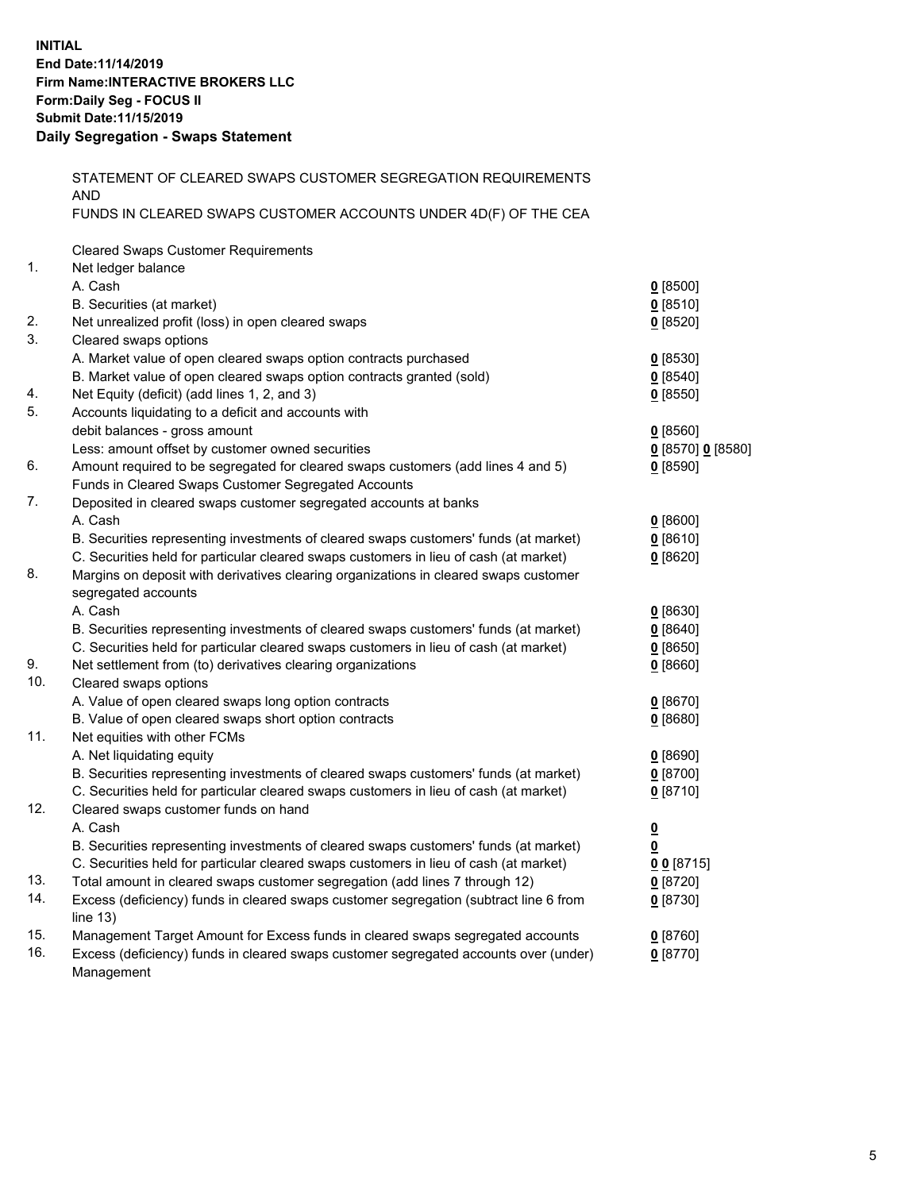**INITIAL**
**End Date:11/14/2019**
**Firm Name:INTERACTIVE BROKERS LLC**
**Form:Daily Seg - FOCUS II**
**Submit Date:11/15/2019**
**Daily Segregation - Swaps Statement**

STATEMENT OF CLEARED SWAPS CUSTOMER SEGREGATION REQUIREMENTS AND FUNDS IN CLEARED SWAPS CUSTOMER ACCOUNTS UNDER 4D(F) OF THE CEA

| | | |
|---|---|---|
| | Cleared Swaps Customer Requirements | |
| 1. | Net ledger balance | |
| | A. Cash | 0 [8500] |
| | B. Securities (at market) | 0 [8510] |
| 2. | Net unrealized profit (loss) in open cleared swaps | 0 [8520] |
| 3. | Cleared swaps options | |
| | A. Market value of open cleared swaps option contracts purchased | 0 [8530] |
| | B. Market value of open cleared swaps option contracts granted (sold) | 0 [8540] |
| 4. | Net Equity (deficit) (add lines 1, 2, and 3) | 0 [8550] |
| 5. | Accounts liquidating to a deficit and accounts with | |
| | debit balances - gross amount | 0 [8560] |
| | Less: amount offset by customer owned securities | 0 [8570] 0 [8580] |
| 6. | Amount required to be segregated for cleared swaps customers (add lines 4 and 5) | 0 [8590] |
| | Funds in Cleared Swaps Customer Segregated Accounts | |
| 7. | Deposited in cleared swaps customer segregated accounts at banks | |
| | A. Cash | 0 [8600] |
| | B. Securities representing investments of cleared swaps customers' funds (at market) | 0 [8610] |
| | C. Securities held for particular cleared swaps customers in lieu of cash (at market) | 0 [8620] |
| 8. | Margins on deposit with derivatives clearing organizations in cleared swaps customer segregated accounts | |
| | A. Cash | 0 [8630] |
| | B. Securities representing investments of cleared swaps customers' funds (at market) | 0 [8640] |
| | C. Securities held for particular cleared swaps customers in lieu of cash (at market) | 0 [8650] |
| 9. | Net settlement from (to) derivatives clearing organizations | 0 [8660] |
| 10. | Cleared swaps options | |
| | A. Value of open cleared swaps long option contracts | 0 [8670] |
| | B. Value of open cleared swaps short option contracts | 0 [8680] |
| 11. | Net equities with other FCMs | |
| | A. Net liquidating equity | 0 [8690] |
| | B. Securities representing investments of cleared swaps customers' funds (at market) | 0 [8700] |
| | C. Securities held for particular cleared swaps customers in lieu of cash (at market) | 0 [8710] |
| 12. | Cleared swaps customer funds on hand | |
| | A. Cash | 0 |
| | B. Securities representing investments of cleared swaps customers' funds (at market) | 0 |
| | C. Securities held for particular cleared swaps customers in lieu of cash (at market) | 0 0 [8715] |
| 13. | Total amount in cleared swaps customer segregation (add lines 7 through 12) | 0 [8720] |
| 14. | Excess (deficiency) funds in cleared swaps customer segregation (subtract line 6 from line 13) | 0 [8730] |
| 15. | Management Target Amount for Excess funds in cleared swaps segregated accounts | 0 [8760] |
| 16. | Excess (deficiency) funds in cleared swaps customer segregated accounts over (under) Management | 0 [8770] |